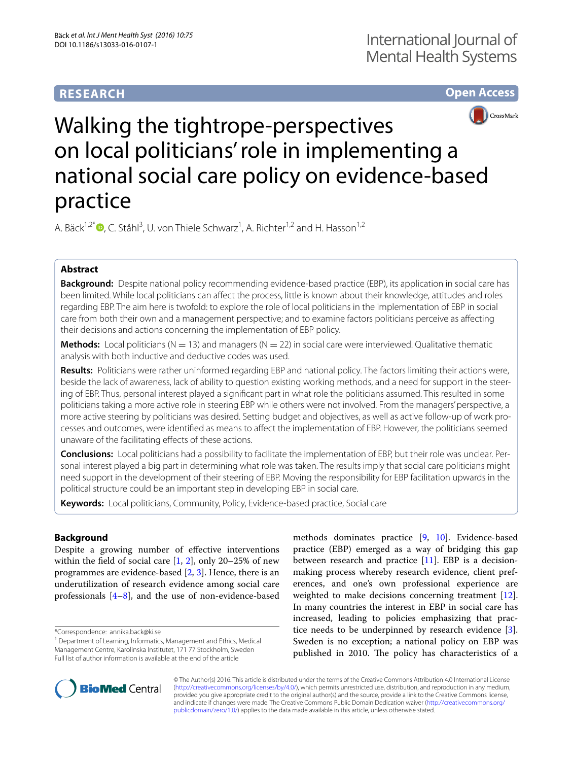RESEARCH

Open Access

# Walking the tightrope-perspectives on local politicians' role in implementing a national social care policy on evidence-based practice

A. Bäck[1,2*], C. Ståhl[3], U. von Thiele Schwarz[1], A. Richter[1,2] and H. Hasson[1,2]

## Abstract

**Background:** Despite national policy recommending evidence-based practice (EBP), its application in social care has been limited. While local politicians can affect the process, little is known about their knowledge, attitudes and roles regarding EBP. The aim here is twofold: to explore the role of local politicians in the implementation of EBP in social care from both their own and a management perspective; and to examine factors politicians perceive as affecting their decisions and actions concerning the implementation of EBP policy.

**Methods:** Local politicians ($N = 13$) and managers ($N = 22$) in social care were interviewed. Qualitative thematic analysis with both inductive and deductive codes was used.

**Results:** Politicians were rather uninformed regarding EBP and national policy. The factors limiting their actions were, beside the lack of awareness, lack of ability to question existing working methods, and a need for support in the steering of EBP. Thus, personal interest played a significant part in what role the politicians assumed. This resulted in some politicians taking a more active role in steering EBP while others were not involved. From the managers' perspective, a more active steering by politicians was desired. Setting budget and objectives, as well as active follow-up of work processes and outcomes, were identified as means to affect the implementation of EBP. However, the politicians seemed unaware of the facilitating effects of these actions.

**Conclusions:** Local politicians had a possibility to facilitate the implementation of EBP, but their role was unclear. Personal interest played a big part in determining what role was taken. The results imply that social care politicians might need support in the development of their steering of EBP. Moving the responsibility for EBP facilitation upwards in the political structure could be an important step in developing EBP in social care.

**Keywords:** Local politicians, Community, Policy, Evidence-based practice, Social care

## Background

Despite a growing number of effective interventions within the field of social care [1, 2], only 20–25% of new programmes are evidence-based [2, 3]. Hence, there is an underutilization of research evidence among social care professionals [4–8], and the use of non-evidence-based methods dominates practice [9, 10]. Evidence-based practice (EBP) emerged as a way of bridging this gap between research and practice [11]. EBP is a decision-making process whereby research evidence, client preferences, and one's own professional experience are weighted to make decisions concerning treatment [12]. In many countries the interest in EBP in social care has increased, leading to policies emphasizing that practice needs to be underpinned by research evidence [3]. Sweden is no exception; a national policy on EBP was published in 2010. The policy has characteristics of a

*Correspondence: annika.back@ki.se
[1] Department of Learning, Informatics, Management and Ethics, Medical Management Centre, Karolinska Institutet, 171 77 Stockholm, Sweden
Full list of author information is available at the end of the article

© The Author(s) 2016. This article is distributed under the terms of the Creative Commons Attribution 4.0 International License (http://creativecommons.org/licenses/by/4.0/), which permits unrestricted use, distribution, and reproduction in any medium, provided you give appropriate credit to the original author(s) and the source, provide a link to the Creative Commons license, and indicate if changes were made. The Creative Commons Public Domain Dedication waiver (http://creativecommons.org/publicdomain/zero/1.0/) applies to the data made available in this article, unless otherwise stated.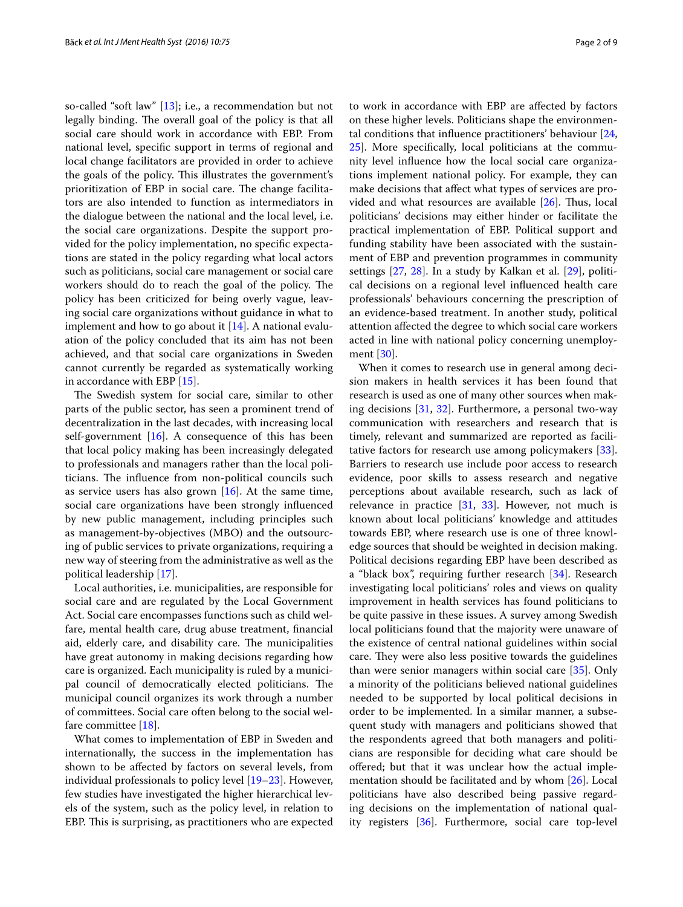so-called "soft law" [13]; i.e., a recommendation but not legally binding. The overall goal of the policy is that all social care should work in accordance with EBP. From national level, specific support in terms of regional and local change facilitators are provided in order to achieve the goals of the policy. This illustrates the government's prioritization of EBP in social care. The change facilitators are also intended to function as intermediators in the dialogue between the national and the local level, i.e. the social care organizations. Despite the support provided for the policy implementation, no specific expectations are stated in the policy regarding what local actors such as politicians, social care management or social care workers should do to reach the goal of the policy. The policy has been criticized for being overly vague, leaving social care organizations without guidance in what to implement and how to go about it [14]. A national evaluation of the policy concluded that its aim has not been achieved, and that social care organizations in Sweden cannot currently be regarded as systematically working in accordance with EBP [15].

The Swedish system for social care, similar to other parts of the public sector, has seen a prominent trend of decentralization in the last decades, with increasing local self-government [16]. A consequence of this has been that local policy making has been increasingly delegated to professionals and managers rather than the local politicians. The influence from non-political councils such as service users has also grown [16]. At the same time, social care organizations have been strongly influenced by new public management, including principles such as management-by-objectives (MBO) and the outsourcing of public services to private organizations, requiring a new way of steering from the administrative as well as the political leadership [17].

Local authorities, i.e. municipalities, are responsible for social care and are regulated by the Local Government Act. Social care encompasses functions such as child welfare, mental health care, drug abuse treatment, financial aid, elderly care, and disability care. The municipalities have great autonomy in making decisions regarding how care is organized. Each municipality is ruled by a municipal council of democratically elected politicians. The municipal council organizes its work through a number of committees. Social care often belong to the social welfare committee [18].

What comes to implementation of EBP in Sweden and internationally, the success in the implementation has shown to be affected by factors on several levels, from individual professionals to policy level [19–23]. However, few studies have investigated the higher hierarchical levels of the system, such as the policy level, in relation to EBP. This is surprising, as practitioners who are expected to work in accordance with EBP are affected by factors on these higher levels. Politicians shape the environmental conditions that influence practitioners' behaviour [24, 25]. More specifically, local politicians at the community level influence how the local social care organizations implement national policy. For example, they can make decisions that affect what types of services are provided and what resources are available [26]. Thus, local politicians' decisions may either hinder or facilitate the practical implementation of EBP. Political support and funding stability have been associated with the sustainment of EBP and prevention programmes in community settings [27, 28]. In a study by Kalkan et al. [29], political decisions on a regional level influenced health care professionals' behaviours concerning the prescription of an evidence-based treatment. In another study, political attention affected the degree to which social care workers acted in line with national policy concerning unemployment [30].

When it comes to research use in general among decision makers in health services it has been found that research is used as one of many other sources when making decisions [31, 32]. Furthermore, a personal two-way communication with researchers and research that is timely, relevant and summarized are reported as facilitative factors for research use among policymakers [33]. Barriers to research use include poor access to research evidence, poor skills to assess research and negative perceptions about available research, such as lack of relevance in practice [31, 33]. However, not much is known about local politicians' knowledge and attitudes towards EBP, where research use is one of three knowledge sources that should be weighted in decision making. Political decisions regarding EBP have been described as a "black box", requiring further research [34]. Research investigating local politicians' roles and views on quality improvement in health services has found politicians to be quite passive in these issues. A survey among Swedish local politicians found that the majority were unaware of the existence of central national guidelines within social care. They were also less positive towards the guidelines than were senior managers within social care [35]. Only a minority of the politicians believed national guidelines needed to be supported by local political decisions in order to be implemented. In a similar manner, a subsequent study with managers and politicians showed that the respondents agreed that both managers and politicians are responsible for deciding what care should be offered; but that it was unclear how the actual implementation should be facilitated and by whom [26]. Local politicians have also described being passive regarding decisions on the implementation of national quality registers [36]. Furthermore, social care top-level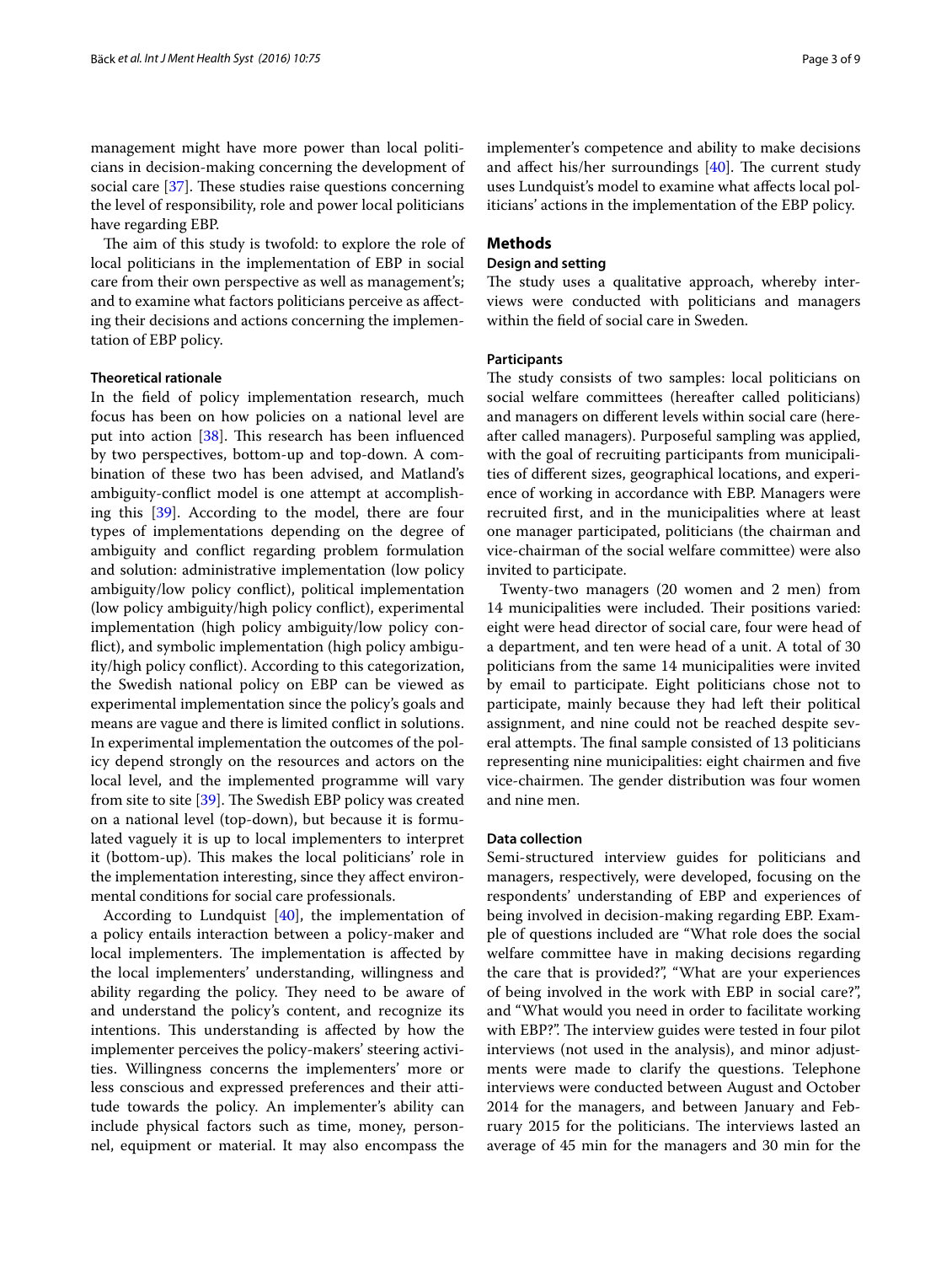management might have more power than local politicians in decision-making concerning the development of social care [37]. These studies raise questions concerning the level of responsibility, role and power local politicians have regarding EBP.

The aim of this study is twofold: to explore the role of local politicians in the implementation of EBP in social care from their own perspective as well as management's; and to examine what factors politicians perceive as affecting their decisions and actions concerning the implementation of EBP policy.

### Theoretical rationale

In the field of policy implementation research, much focus has been on how policies on a national level are put into action [38]. This research has been influenced by two perspectives, bottom-up and top-down. A combination of these two has been advised, and Matland's ambiguity-conflict model is one attempt at accomplishing this [39]. According to the model, there are four types of implementations depending on the degree of ambiguity and conflict regarding problem formulation and solution: administrative implementation (low policy ambiguity/low policy conflict), political implementation (low policy ambiguity/high policy conflict), experimental implementation (high policy ambiguity/low policy conflict), and symbolic implementation (high policy ambiguity/high policy conflict). According to this categorization, the Swedish national policy on EBP can be viewed as experimental implementation since the policy's goals and means are vague and there is limited conflict in solutions. In experimental implementation the outcomes of the policy depend strongly on the resources and actors on the local level, and the implemented programme will vary from site to site [39]. The Swedish EBP policy was created on a national level (top-down), but because it is formulated vaguely it is up to local implementers to interpret it (bottom-up). This makes the local politicians' role in the implementation interesting, since they affect environmental conditions for social care professionals.

According to Lundquist [40], the implementation of a policy entails interaction between a policy-maker and local implementers. The implementation is affected by the local implementers' understanding, willingness and ability regarding the policy. They need to be aware of and understand the policy's content, and recognize its intentions. This understanding is affected by how the implementer perceives the policy-makers' steering activities. Willingness concerns the implementers' more or less conscious and expressed preferences and their attitude towards the policy. An implementer's ability can include physical factors such as time, money, personnel, equipment or material. It may also encompass the implementer's competence and ability to make decisions and affect his/her surroundings [40]. The current study uses Lundquist's model to examine what affects local politicians' actions in the implementation of the EBP policy.

## Methods

### Design and setting

The study uses a qualitative approach, whereby interviews were conducted with politicians and managers within the field of social care in Sweden.

### Participants

The study consists of two samples: local politicians on social welfare committees (hereafter called politicians) and managers on different levels within social care (hereafter called managers). Purposeful sampling was applied, with the goal of recruiting participants from municipalities of different sizes, geographical locations, and experience of working in accordance with EBP. Managers were recruited first, and in the municipalities where at least one manager participated, politicians (the chairman and vice-chairman of the social welfare committee) were also invited to participate.

Twenty-two managers (20 women and 2 men) from 14 municipalities were included. Their positions varied: eight were head director of social care, four were head of a department, and ten were head of a unit. A total of 30 politicians from the same 14 municipalities were invited by email to participate. Eight politicians chose not to participate, mainly because they had left their political assignment, and nine could not be reached despite several attempts. The final sample consisted of 13 politicians representing nine municipalities: eight chairmen and five vice-chairmen. The gender distribution was four women and nine men.

### Data collection

Semi-structured interview guides for politicians and managers, respectively, were developed, focusing on the respondents' understanding of EBP and experiences of being involved in decision-making regarding EBP. Example of questions included are "What role does the social welfare committee have in making decisions regarding the care that is provided?", "What are your experiences of being involved in the work with EBP in social care?", and "What would you need in order to facilitate working with EBP?". The interview guides were tested in four pilot interviews (not used in the analysis), and minor adjustments were made to clarify the questions. Telephone interviews were conducted between August and October 2014 for the managers, and between January and February 2015 for the politicians. The interviews lasted an average of 45 min for the managers and 30 min for the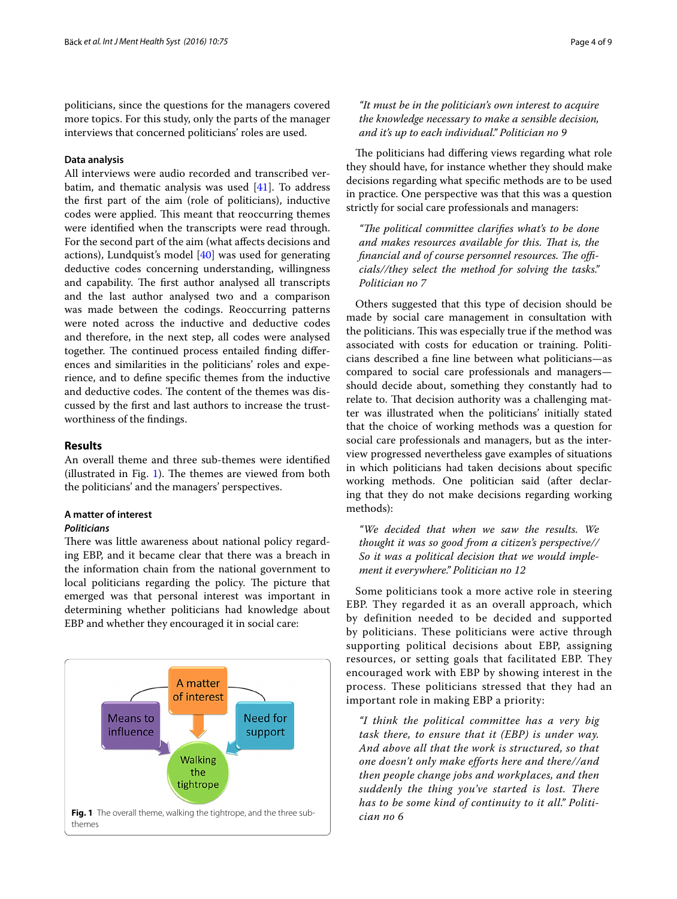politicians, since the questions for the managers covered more topics. For this study, only the parts of the manager interviews that concerned politicians' roles are used.

### Data analysis

All interviews were audio recorded and transcribed verbatim, and thematic analysis was used [41]. To address the first part of the aim (role of politicians), inductive codes were applied. This meant that reoccurring themes were identified when the transcripts were read through. For the second part of the aim (what affects decisions and actions), Lundquist's model [40] was used for generating deductive codes concerning understanding, willingness and capability. The first author analysed all transcripts and the last author analysed two and a comparison was made between the codings. Reoccurring patterns were noted across the inductive and deductive codes and therefore, in the next step, all codes were analysed together. The continued process entailed finding differences and similarities in the politicians' roles and experience, and to define specific themes from the inductive and deductive codes. The content of the themes was discussed by the first and last authors to increase the trustworthiness of the findings.

## Results

An overall theme and three sub-themes were identified (illustrated in Fig. 1). The themes are viewed from both the politicians' and the managers' perspectives.

### A matter of interest

#### *Politicians*

There was little awareness about national policy regarding EBP, and it became clear that there was a breach in the information chain from the national government to local politicians regarding the policy. The picture that emerged was that personal interest was important in determining whether politicians had knowledge about EBP and whether they encouraged it in social care:

**Fig. 1** The overall theme, walking the tightrope, and the three sub-themes

> *"It must be in the politician's own interest to acquire the knowledge necessary to make a sensible decision, and it's up to each individual." Politician no 9*

The politicians had differing views regarding what role they should have, for instance whether they should make decisions regarding what specific methods are to be used in practice. One perspective was that this was a question strictly for social care professionals and managers:

> *"The political committee clarifies what's to be done and makes resources available for this. That is, the financial and of course personnel resources. The officials//they select the method for solving the tasks." Politician no 7*

Others suggested that this type of decision should be made by social care management in consultation with the politicians. This was especially true if the method was associated with costs for education or training. Politicians described a fine line between what politicians—as compared to social care professionals and managers—should decide about, something they constantly had to relate to. That decision authority was a challenging matter was illustrated when the politicians' initially stated that the choice of working methods was a question for social care professionals and managers, but as the interview progressed nevertheless gave examples of situations in which politicians had taken decisions about specific working methods. One politician said (after declaring that they do not make decisions regarding working methods):

> *"We decided that when we saw the results. We thought it was so good from a citizen's perspective// So it was a political decision that we would implement it everywhere." Politician no 12*

Some politicians took a more active role in steering EBP. They regarded it as an overall approach, which by definition needed to be decided and supported by politicians. These politicians were active through supporting political decisions about EBP, assigning resources, or setting goals that facilitated EBP. They encouraged work with EBP by showing interest in the process. These politicians stressed that they had an important role in making EBP a priority:

> *"I think the political committee has a very big task there, to ensure that it (EBP) is under way. And above all that the work is structured, so that one doesn't only make efforts here and there//and then people change jobs and workplaces, and then suddenly the thing you've started is lost. There has to be some kind of continuity to it all." Politician no 6*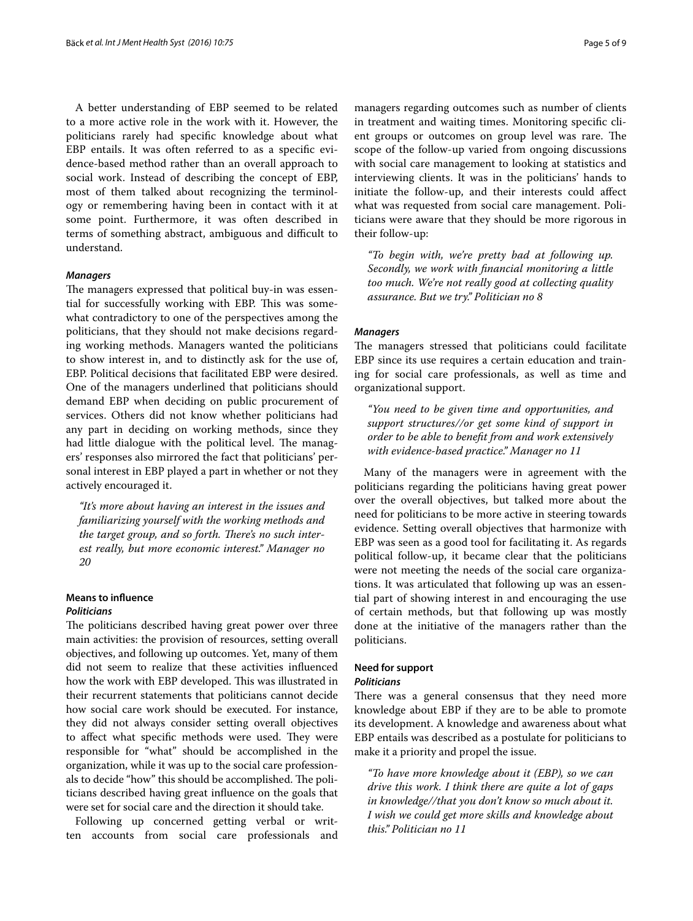A better understanding of EBP seemed to be related to a more active role in the work with it. However, the politicians rarely had specific knowledge about what EBP entails. It was often referred to as a specific evidence-based method rather than an overall approach to social work. Instead of describing the concept of EBP, most of them talked about recognizing the terminology or remembering having been in contact with it at some point. Furthermore, it was often described in terms of something abstract, ambiguous and difficult to understand.

#### *Managers*

The managers expressed that political buy-in was essential for successfully working with EBP. This was somewhat contradictory to one of the perspectives among the politicians, that they should not make decisions regarding working methods. Managers wanted the politicians to show interest in, and to distinctly ask for the use of, EBP. Political decisions that facilitated EBP were desired. One of the managers underlined that politicians should demand EBP when deciding on public procurement of services. Others did not know whether politicians had any part in deciding on working methods, since they had little dialogue with the political level. The managers' responses also mirrored the fact that politicians' personal interest in EBP played a part in whether or not they actively encouraged it.

> *"It's more about having an interest in the issues and familiarizing yourself with the working methods and the target group, and so forth. There's no such interest really, but more economic interest." Manager no 20*

### Means to influence

#### *Politicians*

The politicians described having great power over three main activities: the provision of resources, setting overall objectives, and following up outcomes. Yet, many of them did not seem to realize that these activities influenced how the work with EBP developed. This was illustrated in their recurrent statements that politicians cannot decide how social care work should be executed. For instance, they did not always consider setting overall objectives to affect what specific methods were used. They were responsible for "what" should be accomplished in the organization, while it was up to the social care professionals to decide "how" this should be accomplished. The politicians described having great influence on the goals that were set for social care and the direction it should take.

Following up concerned getting verbal or written accounts from social care professionals and managers regarding outcomes such as number of clients in treatment and waiting times. Monitoring specific client groups or outcomes on group level was rare. The scope of the follow-up varied from ongoing discussions with social care management to looking at statistics and interviewing clients. It was in the politicians' hands to initiate the follow-up, and their interests could affect what was requested from social care management. Politicians were aware that they should be more rigorous in their follow-up:

> *"To begin with, we're pretty bad at following up. Secondly, we work with financial monitoring a little too much. We're not really good at collecting quality assurance. But we try." Politician no 8*

#### *Managers*

The managers stressed that politicians could facilitate EBP since its use requires a certain education and training for social care professionals, as well as time and organizational support.

> *"You need to be given time and opportunities, and support structures//or get some kind of support in order to be able to benefit from and work extensively with evidence-based practice." Manager no 11*

Many of the managers were in agreement with the politicians regarding the politicians having great power over the overall objectives, but talked more about the need for politicians to be more active in steering towards evidence. Setting overall objectives that harmonize with EBP was seen as a good tool for facilitating it. As regards political follow-up, it became clear that the politicians were not meeting the needs of the social care organizations. It was articulated that following up was an essential part of showing interest in and encouraging the use of certain methods, but that following up was mostly done at the initiative of the managers rather than the politicians.

### Need for support

#### *Politicians*

There was a general consensus that they need more knowledge about EBP if they are to be able to promote its development. A knowledge and awareness about what EBP entails was described as a postulate for politicians to make it a priority and propel the issue.

> *"To have more knowledge about it (EBP), so we can drive this work. I think there are quite a lot of gaps in knowledge//that you don't know so much about it. I wish we could get more skills and knowledge about this." Politician no 11*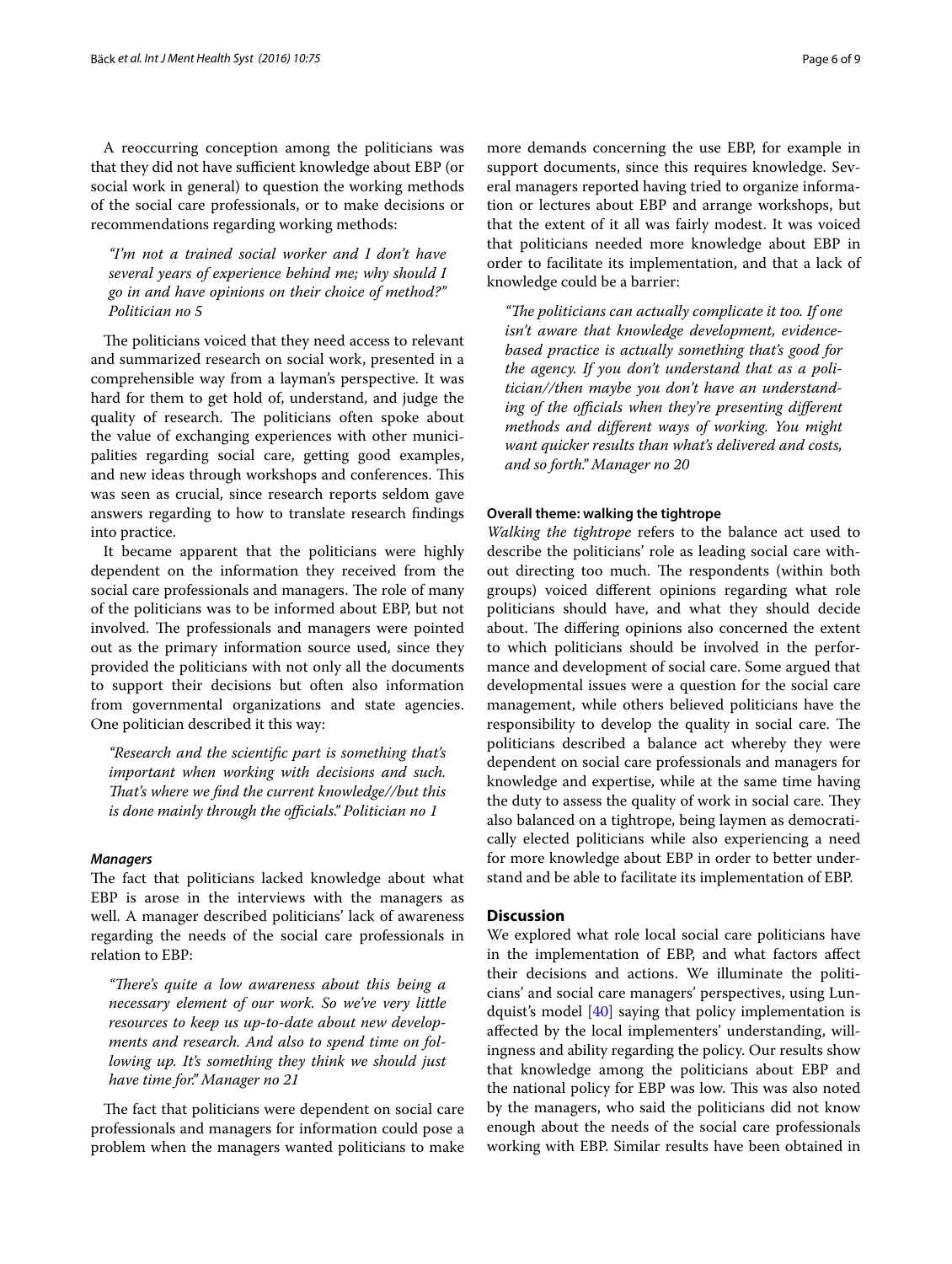A reoccurring conception among the politicians was that they did not have sufficient knowledge about EBP (or social work in general) to question the working methods of the social care professionals, or to make decisions or recommendations regarding working methods:

> *"I'm not a trained social worker and I don't have several years of experience behind me; why should I go in and have opinions on their choice of method?" Politician no 5*

The politicians voiced that they need access to relevant and summarized research on social work, presented in a comprehensible way from a layman's perspective. It was hard for them to get hold of, understand, and judge the quality of research. The politicians often spoke about the value of exchanging experiences with other municipalities regarding social care, getting good examples, and new ideas through workshops and conferences. This was seen as crucial, since research reports seldom gave answers regarding to how to translate research findings into practice.

It became apparent that the politicians were highly dependent on the information they received from the social care professionals and managers. The role of many of the politicians was to be informed about EBP, but not involved. The professionals and managers were pointed out as the primary information source used, since they provided the politicians with not only all the documents to support their decisions but often also information from governmental organizations and state agencies. One politician described it this way:

> *"Research and the scientific part is something that's important when working with decisions and such. That's where we find the current knowledge//but this is done mainly through the officials." Politician no 1*

#### *Managers*

The fact that politicians lacked knowledge about what EBP is arose in the interviews with the managers as well. A manager described politicians' lack of awareness regarding the needs of the social care professionals in relation to EBP:

> *"There's quite a low awareness about this being a necessary element of our work. So we've very little resources to keep us up-to-date about new developments and research. And also to spend time on following up. It's something they think we should just have time for." Manager no 21*

The fact that politicians were dependent on social care professionals and managers for information could pose a problem when the managers wanted politicians to make more demands concerning the use EBP, for example in support documents, since this requires knowledge. Several managers reported having tried to organize information or lectures about EBP and arrange workshops, but that the extent of it all was fairly modest. It was voiced that politicians needed more knowledge about EBP in order to facilitate its implementation, and that a lack of knowledge could be a barrier:

> *"The politicians can actually complicate it too. If one isn't aware that knowledge development, evidence-based practice is actually something that's good for the agency. If you don't understand that as a politician//then maybe you don't have an understanding of the officials when they're presenting different methods and different ways of working. You might want quicker results than what's delivered and costs, and so forth." Manager no 20*

#### Overall theme: walking the tightrope

*Walking the tightrope* refers to the balance act used to describe the politicians' role as leading social care without directing too much. The respondents (within both groups) voiced different opinions regarding what role politicians should have, and what they should decide about. The differing opinions also concerned the extent to which politicians should be involved in the performance and development of social care. Some argued that developmental issues were a question for the social care management, while others believed politicians have the responsibility to develop the quality in social care. The politicians described a balance act whereby they were dependent on social care professionals and managers for knowledge and expertise, while at the same time having the duty to assess the quality of work in social care. They also balanced on a tightrope, being laymen as democratically elected politicians while also experiencing a need for more knowledge about EBP in order to better understand and be able to facilitate its implementation of EBP.

## Discussion

We explored what role local social care politicians have in the implementation of EBP, and what factors affect their decisions and actions. We illuminate the politicians' and social care managers' perspectives, using Lundquist's model [40] saying that policy implementation is affected by the local implementers' understanding, willingness and ability regarding the policy. Our results show that knowledge among the politicians about EBP and the national policy for EBP was low. This was also noted by the managers, who said the politicians did not know enough about the needs of the social care professionals working with EBP. Similar results have been obtained in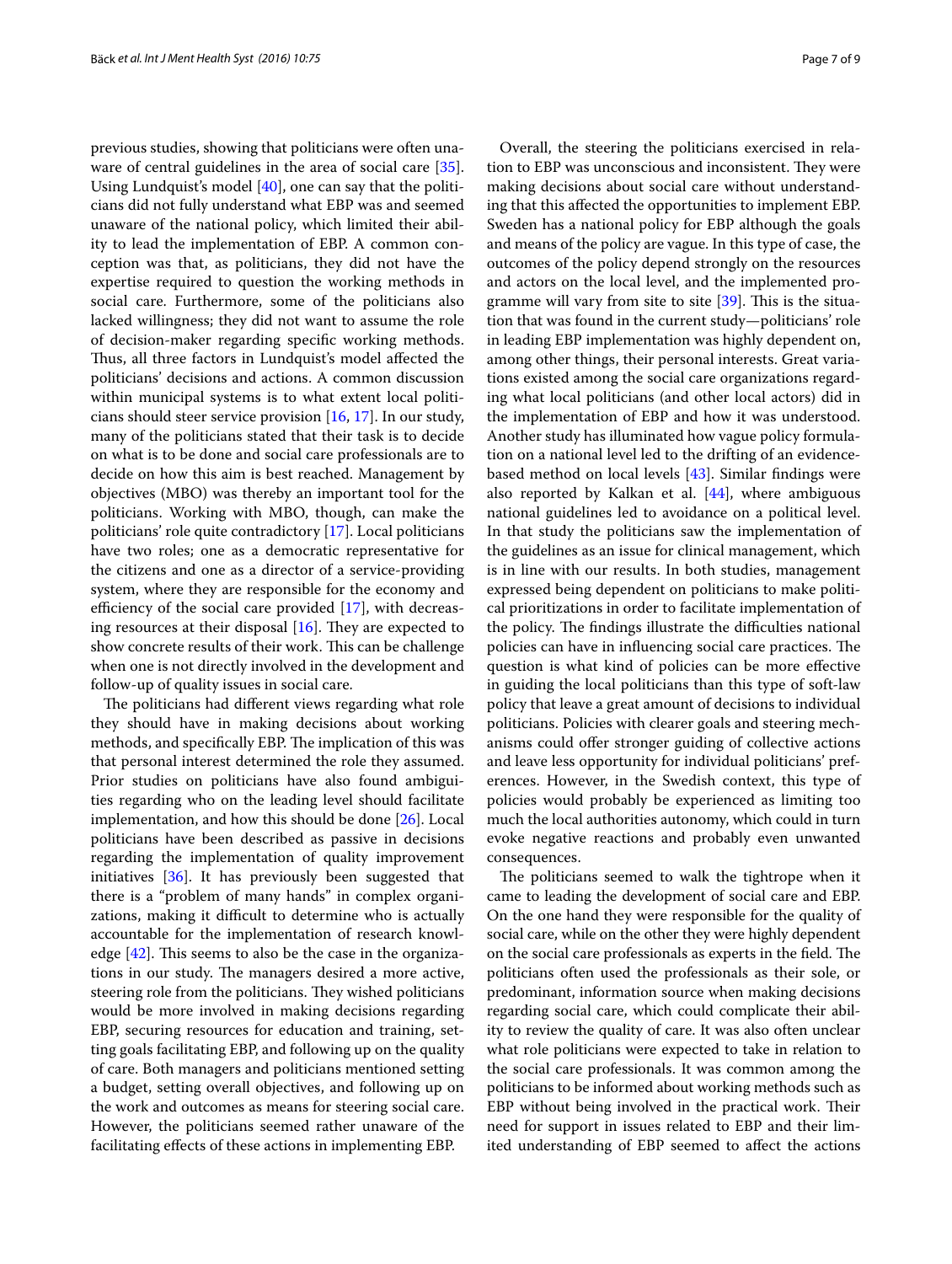previous studies, showing that politicians were often unaware of central guidelines in the area of social care [35]. Using Lundquist's model [40], one can say that the politicians did not fully understand what EBP was and seemed unaware of the national policy, which limited their ability to lead the implementation of EBP. A common conception was that, as politicians, they did not have the expertise required to question the working methods in social care. Furthermore, some of the politicians also lacked willingness; they did not want to assume the role of decision-maker regarding specific working methods. Thus, all three factors in Lundquist's model affected the politicians' decisions and actions. A common discussion within municipal systems is to what extent local politicians should steer service provision [16, 17]. In our study, many of the politicians stated that their task is to decide on what is to be done and social care professionals are to decide on how this aim is best reached. Management by objectives (MBO) was thereby an important tool for the politicians. Working with MBO, though, can make the politicians' role quite contradictory [17]. Local politicians have two roles; one as a democratic representative for the citizens and one as a director of a service-providing system, where they are responsible for the economy and efficiency of the social care provided [17], with decreasing resources at their disposal [16]. They are expected to show concrete results of their work. This can be challenge when one is not directly involved in the development and follow-up of quality issues in social care.

The politicians had different views regarding what role they should have in making decisions about working methods, and specifically EBP. The implication of this was that personal interest determined the role they assumed. Prior studies on politicians have also found ambiguities regarding who on the leading level should facilitate implementation, and how this should be done [26]. Local politicians have been described as passive in decisions regarding the implementation of quality improvement initiatives [36]. It has previously been suggested that there is a "problem of many hands" in complex organizations, making it difficult to determine who is actually accountable for the implementation of research knowledge [42]. This seems to also be the case in the organizations in our study. The managers desired a more active, steering role from the politicians. They wished politicians would be more involved in making decisions regarding EBP, securing resources for education and training, setting goals facilitating EBP, and following up on the quality of care. Both managers and politicians mentioned setting a budget, setting overall objectives, and following up on the work and outcomes as means for steering social care. However, the politicians seemed rather unaware of the facilitating effects of these actions in implementing EBP.

Overall, the steering the politicians exercised in relation to EBP was unconscious and inconsistent. They were making decisions about social care without understanding that this affected the opportunities to implement EBP. Sweden has a national policy for EBP although the goals and means of the policy are vague. In this type of case, the outcomes of the policy depend strongly on the resources and actors on the local level, and the implemented programme will vary from site to site [39]. This is the situation that was found in the current study—politicians' role in leading EBP implementation was highly dependent on, among other things, their personal interests. Great variations existed among the social care organizations regarding what local politicians (and other local actors) did in the implementation of EBP and how it was understood. Another study has illuminated how vague policy formulation on a national level led to the drifting of an evidence-based method on local levels [43]. Similar findings were also reported by Kalkan et al. [44], where ambiguous national guidelines led to avoidance on a political level. In that study the politicians saw the implementation of the guidelines as an issue for clinical management, which is in line with our results. In both studies, management expressed being dependent on politicians to make political prioritizations in order to facilitate implementation of the policy. The findings illustrate the difficulties national policies can have in influencing social care practices. The question is what kind of policies can be more effective in guiding the local politicians than this type of soft-law policy that leave a great amount of decisions to individual politicians. Policies with clearer goals and steering mechanisms could offer stronger guiding of collective actions and leave less opportunity for individual politicians' preferences. However, in the Swedish context, this type of policies would probably be experienced as limiting too much the local authorities autonomy, which could in turn evoke negative reactions and probably even unwanted consequences.

The politicians seemed to walk the tightrope when it came to leading the development of social care and EBP. On the one hand they were responsible for the quality of social care, while on the other they were highly dependent on the social care professionals as experts in the field. The politicians often used the professionals as their sole, or predominant, information source when making decisions regarding social care, which could complicate their ability to review the quality of care. It was also often unclear what role politicians were expected to take in relation to the social care professionals. It was common among the politicians to be informed about working methods such as EBP without being involved in the practical work. Their need for support in issues related to EBP and their limited understanding of EBP seemed to affect the actions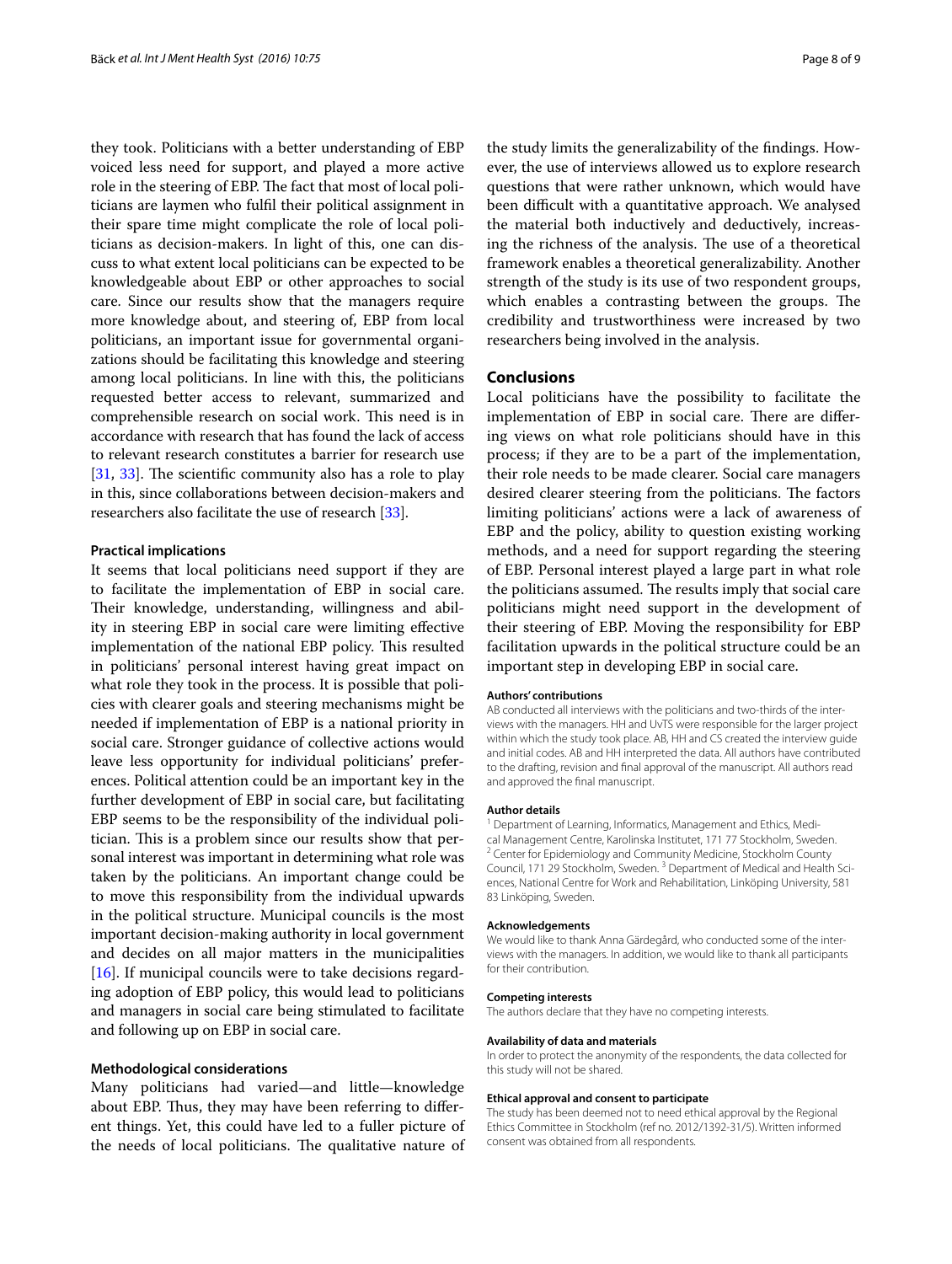they took. Politicians with a better understanding of EBP voiced less need for support, and played a more active role in the steering of EBP. The fact that most of local politicians are laymen who fulfil their political assignment in their spare time might complicate the role of local politicians as decision-makers. In light of this, one can discuss to what extent local politicians can be expected to be knowledgeable about EBP or other approaches to social care. Since our results show that the managers require more knowledge about, and steering of, EBP from local politicians, an important issue for governmental organizations should be facilitating this knowledge and steering among local politicians. In line with this, the politicians requested better access to relevant, summarized and comprehensible research on social work. This need is in accordance with research that has found the lack of access to relevant research constitutes a barrier for research use [31, 33]. The scientific community also has a role to play in this, since collaborations between decision-makers and researchers also facilitate the use of research [33].

### Practical implications

It seems that local politicians need support if they are to facilitate the implementation of EBP in social care. Their knowledge, understanding, willingness and ability in steering EBP in social care were limiting effective implementation of the national EBP policy. This resulted in politicians' personal interest having great impact on what role they took in the process. It is possible that policies with clearer goals and steering mechanisms might be needed if implementation of EBP is a national priority in social care. Stronger guidance of collective actions would leave less opportunity for individual politicians' preferences. Political attention could be an important key in the further development of EBP in social care, but facilitating EBP seems to be the responsibility of the individual politician. This is a problem since our results show that personal interest was important in determining what role was taken by the politicians. An important change could be to move this responsibility from the individual upwards in the political structure. Municipal councils is the most important decision-making authority in local government and decides on all major matters in the municipalities [16]. If municipal councils were to take decisions regarding adoption of EBP policy, this would lead to politicians and managers in social care being stimulated to facilitate and following up on EBP in social care.

### Methodological considerations

Many politicians had varied—and little—knowledge about EBP. Thus, they may have been referring to different things. Yet, this could have led to a fuller picture of the needs of local politicians. The qualitative nature of the study limits the generalizability of the findings. However, the use of interviews allowed us to explore research questions that were rather unknown, which would have been difficult with a quantitative approach. We analysed the material both inductively and deductively, increasing the richness of the analysis. The use of a theoretical framework enables a theoretical generalizability. Another strength of the study is its use of two respondent groups, which enables a contrasting between the groups. The credibility and trustworthiness were increased by two researchers being involved in the analysis.

## Conclusions

Local politicians have the possibility to facilitate the implementation of EBP in social care. There are differing views on what role politicians should have in this process; if they are to be a part of the implementation, their role needs to be made clearer. Social care managers desired clearer steering from the politicians. The factors limiting politicians' actions were a lack of awareness of EBP and the policy, ability to question existing working methods, and a need for support regarding the steering of EBP. Personal interest played a large part in what role the politicians assumed. The results imply that social care politicians might need support in the development of their steering of EBP. Moving the responsibility for EBP facilitation upwards in the political structure could be an important step in developing EBP in social care.

#### Authors' contributions

AB conducted all interviews with the politicians and two-thirds of the interviews with the managers. HH and UvTS were responsible for the larger project within which the study took place. AB, HH and CS created the interview guide and initial codes. AB and HH interpreted the data. All authors have contributed to the drafting, revision and final approval of the manuscript. All authors read and approved the final manuscript.

#### Author details

[1] Department of Learning, Informatics, Management and Ethics, Medical Management Centre, Karolinska Institutet, 171 77 Stockholm, Sweden. [2] Center for Epidemiology and Community Medicine, Stockholm County Council, 171 29 Stockholm, Sweden. [3] Department of Medical and Health Sciences, National Centre for Work and Rehabilitation, Linköping University, 581 83 Linköping, Sweden.

#### Acknowledgements

We would like to thank Anna Gärdegård, who conducted some of the interviews with the managers. In addition, we would like to thank all participants for their contribution.

#### Competing interests

The authors declare that they have no competing interests.

#### Availability of data and materials

In order to protect the anonymity of the respondents, the data collected for this study will not be shared.

#### Ethical approval and consent to participate

The study has been deemed not to need ethical approval by the Regional Ethics Committee in Stockholm (ref no. 2012/1392-31/5). Written informed consent was obtained from all respondents.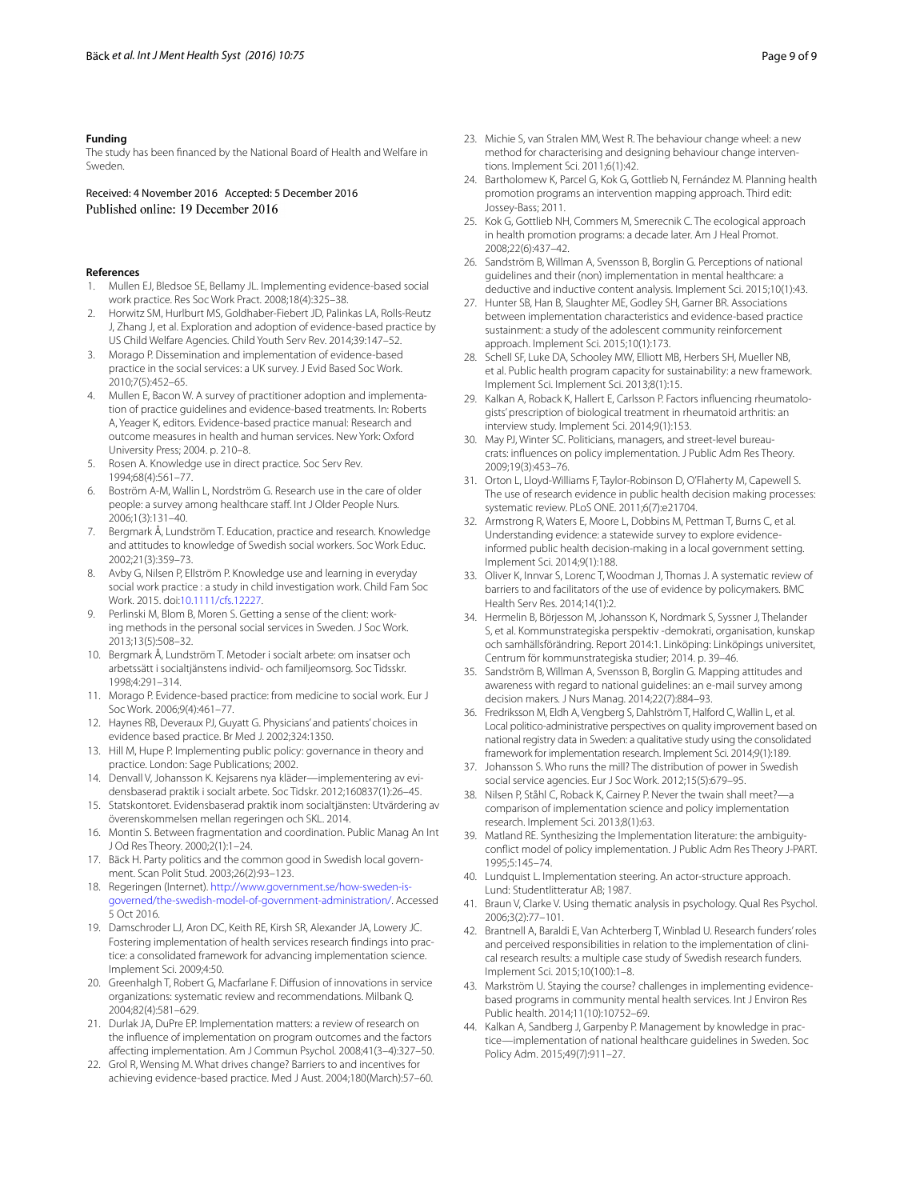### Funding

The study has been financed by the National Board of Health and Welfare in Sweden.

Received: 4 November 2016 Accepted: 5 December 2016
Published online: 19 December 2016

### References

1. Mullen EJ, Bledsoe SE, Bellamy JL. Implementing evidence-based social work practice. Res Soc Work Pract. 2008;18(4):325–38.
2. Horwitz SM, Hurlburt MS, Goldhaber-Fiebert JD, Palinkas LA, Rolls-Reutz J, Zhang J, et al. Exploration and adoption of evidence-based practice by US Child Welfare Agencies. Child Youth Serv Rev. 2014;39:147–52.
3. Morago P. Dissemination and implementation of evidence-based practice in the social services: a UK survey. J Evid Based Soc Work. 2010;7(5):452–65.
4. Mullen E, Bacon W. A survey of practitioner adoption and implementation of practice guidelines and evidence-based treatments. In: Roberts A, Yeager K, editors. Evidence-based practice manual: Research and outcome measures in health and human services. New York: Oxford University Press; 2004. p. 210–8.
5. Rosen A. Knowledge use in direct practice. Soc Serv Rev. 1994;68(4):561–77.
6. Boström A-M, Wallin L, Nordström G. Research use in the care of older people: a survey among healthcare staff. Int J Older People Nurs. 2006;1(3):131–40.
7. Bergmark Å, Lundström T. Education, practice and research. Knowledge and attitudes to knowledge of Swedish social workers. Soc Work Educ. 2002;21(3):359–73.
8. Avby G, Nilsen P, Ellström P. Knowledge use and learning in everyday social work practice : a study in child investigation work. Child Fam Soc Work. 2015. doi:10.1111/cfs.12227.
9. Perlinski M, Blom B, Moren S. Getting a sense of the client: working methods in the personal social services in Sweden. J Soc Work. 2013;13(5):508–32.
10. Bergmark Å, Lundström T. Metoder i socialt arbete: om insatser och arbetssätt i socialtjänstens individ- och familjeomsorg. Soc Tidsskr. 1998;4:291–314.
11. Morago P. Evidence-based practice: from medicine to social work. Eur J Soc Work. 2006;9(4):461–77.
12. Haynes RB, Deveraux PJ, Guyatt G. Physicians' and patients' choices in evidence based practice. Br Med J. 2002;324:1350.
13. Hill M, Hupe P. Implementing public policy: governance in theory and practice. London: Sage Publications; 2002.
14. Denvall V, Johansson K. Kejsarens nya kläder—implementering av evidensbaserad praktik i socialt arbete. Soc Tidskr. 2012;160837(1):26–45.
15. Statskontoret. Evidensbaserad praktik inom socialtjänsten: Utvärdering av överenskommelsen mellan regeringen och SKL. 2014.
16. Montin S. Between fragmentation and coordination. Public Manag An Int J Od Res Theory. 2000;2(1):1–24.
17. Bäck H. Party politics and the common good in Swedish local government. Scan Polit Stud. 2003;26(2):93–123.
18. Regeringen (Internet). http://www.government.se/how-sweden-is-governed/the-swedish-model-of-government-administration/. Accessed 5 Oct 2016.
19. Damschroder LJ, Aron DC, Keith RE, Kirsh SR, Alexander JA, Lowery JC. Fostering implementation of health services research findings into practice: a consolidated framework for advancing implementation science. Implement Sci. 2009;4:50.
20. Greenhalgh T, Robert G, Macfarlane F. Diffusion of innovations in service organizations: systematic review and recommendations. Milbank Q. 2004;82(4):581–629.
21. Durlak JA, DuPre EP. Implementation matters: a review of research on the influence of implementation on program outcomes and the factors affecting implementation. Am J Commun Psychol. 2008;41(3–4):327–50.
22. Grol R, Wensing M. What drives change? Barriers to and incentives for achieving evidence-based practice. Med J Aust. 2004;180(March):57–60.
23. Michie S, van Stralen MM, West R. The behaviour change wheel: a new method for characterising and designing behaviour change interventions. Implement Sci. 2011;6(1):42.
24. Bartholomew K, Parcel G, Kok G, Gottlieb N, Fernández M. Planning health promotion programs an intervention mapping approach. Third edit: Jossey-Bass; 2011.
25. Kok G, Gottlieb NH, Commers M, Smerecnik C. The ecological approach in health promotion programs: a decade later. Am J Heal Promot. 2008;22(6):437–42.
26. Sandström B, Willman A, Svensson B, Borglin G. Perceptions of national guidelines and their (non) implementation in mental healthcare: a deductive and inductive content analysis. Implement Sci. 2015;10(1):43.
27. Hunter SB, Han B, Slaughter ME, Godley SH, Garner BR. Associations between implementation characteristics and evidence-based practice sustainment: a study of the adolescent community reinforcement approach. Implement Sci. 2015;10(1):173.
28. Schell SF, Luke DA, Schooley MW, Elliott MB, Herbers SH, Mueller NB, et al. Public health program capacity for sustainability: a new framework. Implement Sci. Implement Sci. 2013;8(1):15.
29. Kalkan A, Roback K, Hallert E, Carlsson P. Factors influencing rheumatologists' prescription of biological treatment in rheumatoid arthritis: an interview study. Implement Sci. 2014;9(1):153.
30. May PJ, Winter SC. Politicians, managers, and street-level bureaucrats: influences on policy implementation. J Public Adm Res Theory. 2009;19(3):453–76.
31. Orton L, Lloyd-Williams F, Taylor-Robinson D, O'Flaherty M, Capewell S. The use of research evidence in public health decision making processes: systematic review. PLoS ONE. 2011;6(7):e21704.
32. Armstrong R, Waters E, Moore L, Dobbins M, Pettman T, Burns C, et al. Understanding evidence: a statewide survey to explore evidence-informed public health decision-making in a local government setting. Implement Sci. 2014;9(1):188.
33. Oliver K, Innvar S, Lorenc T, Woodman J, Thomas J. A systematic review of barriers to and facilitators of the use of evidence by policymakers. BMC Health Serv Res. 2014;14(1):2.
34. Hermelin B, Börjesson M, Johansson K, Nordmark S, Syssner J, Thelander S, et al. Kommunstrategiska perspektiv -demokrati, organisation, kunskap och samhällsförändring. Report 2014:1. Linköping: Linköpings universitet, Centrum för kommunstrategiska studier; 2014. p. 39–46.
35. Sandström B, Willman A, Svensson B, Borglin G. Mapping attitudes and awareness with regard to national guidelines: an e-mail survey among decision makers. J Nurs Manag. 2014;22(7):884–93.
36. Fredriksson M, Eldh A, Vengberg S, Dahlström T, Halford C, Wallin L, et al. Local politico-administrative perspectives on quality improvement based on national registry data in Sweden: a qualitative study using the consolidated framework for implementation research. Implement Sci. 2014;9(1):189.
37. Johansson S. Who runs the mill? The distribution of power in Swedish social service agencies. Eur J Soc Work. 2012;15(5):679–95.
38. Nilsen P, Ståhl C, Roback K, Cairney P. Never the twain shall meet?—a comparison of implementation science and policy implementation research. Implement Sci. 2013;8(1):63.
39. Matland RE. Synthesizing the Implementation literature: the ambiguity-conflict model of policy implementation. J Public Adm Res Theory J-PART. 1995;5:145–74.
40. Lundquist L. Implementation steering. An actor-structure approach. Lund: Studentlitteratur AB; 1987.
41. Braun V, Clarke V. Using thematic analysis in psychology. Qual Res Psychol. 2006;3(2):77–101.
42. Brantnell A, Baraldi E, Van Achterberg T, Winblad U. Research funders' roles and perceived responsibilities in relation to the implementation of clinical research results: a multiple case study of Swedish research funders. Implement Sci. 2015;10(100):1–8.
43. Markström U. Staying the course? challenges in implementing evidence-based programs in community mental health services. Int J Environ Res Public health. 2014;11(10):10752–69.
44. Kalkan A, Sandberg J, Garpenby P. Management by knowledge in practice—implementation of national healthcare guidelines in Sweden. Soc Policy Adm. 2015;49(7):911–27.